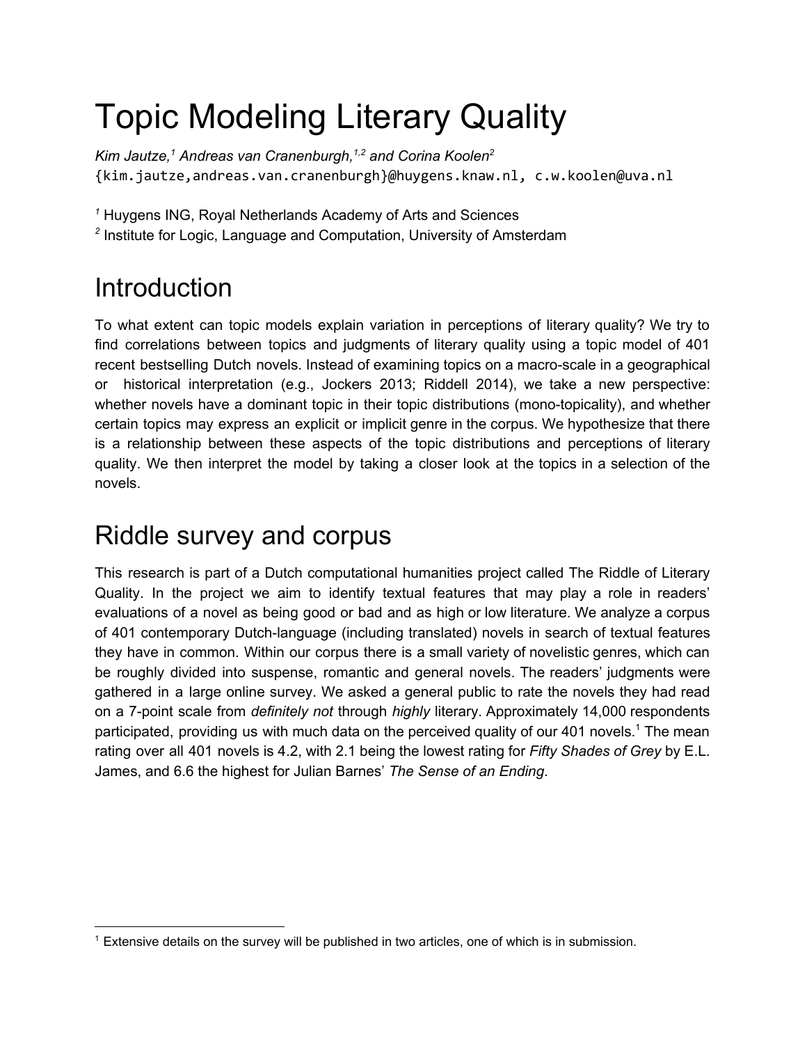# Topic Modeling Literary Quality

*Kim Jautze,[1] Andreas van Cranenburgh,[1,2] and Corina Koolen[2]*
{kim.jautze,andreas.van.cranenburgh}@huygens.knaw.nl, c.w.koolen@uva.nl

[1] Huygens ING, Royal Netherlands Academy of Arts and Sciences
[2] Institute for Logic, Language and Computation, University of Amsterdam

## Introduction

To what extent can topic models explain variation in perceptions of literary quality? We try to find correlations between topics and judgments of literary quality using a topic model of 401 recent bestselling Dutch novels. Instead of examining topics on a macro-scale in a geographical or historical interpretation (e.g., Jockers 2013; Riddell 2014), we take a new perspective: whether novels have a dominant topic in their topic distributions (mono-topicality), and whether certain topics may express an explicit or implicit genre in the corpus. We hypothesize that there is a relationship between these aspects of the topic distributions and perceptions of literary quality. We then interpret the model by taking a closer look at the topics in a selection of the novels.

## Riddle survey and corpus

This research is part of a Dutch computational humanities project called The Riddle of Literary Quality. In the project we aim to identify textual features that may play a role in readers' evaluations of a novel as being good or bad and as high or low literature. We analyze a corpus of 401 contemporary Dutch-language (including translated) novels in search of textual features they have in common. Within our corpus there is a small variety of novelistic genres, which can be roughly divided into suspense, romantic and general novels. The readers' judgments were gathered in a large online survey. We asked a general public to rate the novels they had read on a 7-point scale from *definitely not* through *highly* literary. Approximately 14,000 respondents participated, providing us with much data on the perceived quality of our 401 novels.[1] The mean rating over all 401 novels is 4.2, with 2.1 being the lowest rating for *Fifty Shades of Grey* by E.L. James, and 6.6 the highest for Julian Barnes' *The Sense of an Ending*.

[1] Extensive details on the survey will be published in two articles, one of which is in submission.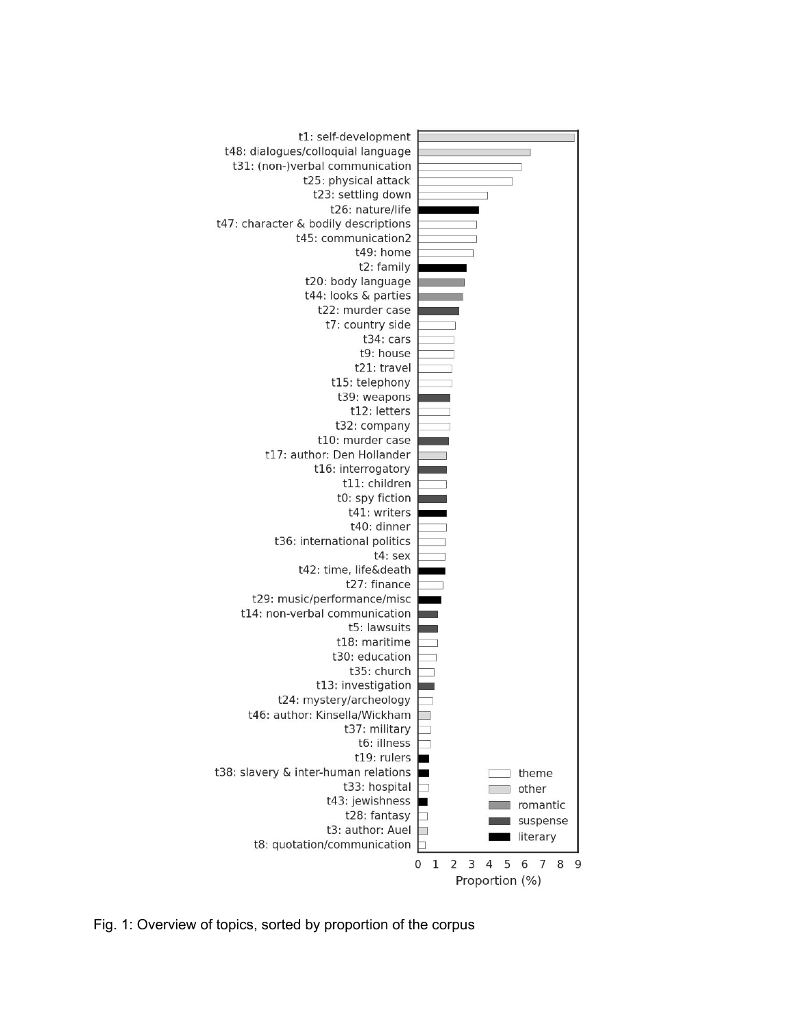Fig. 1: Overview of topics, sorted by proportion of the corpus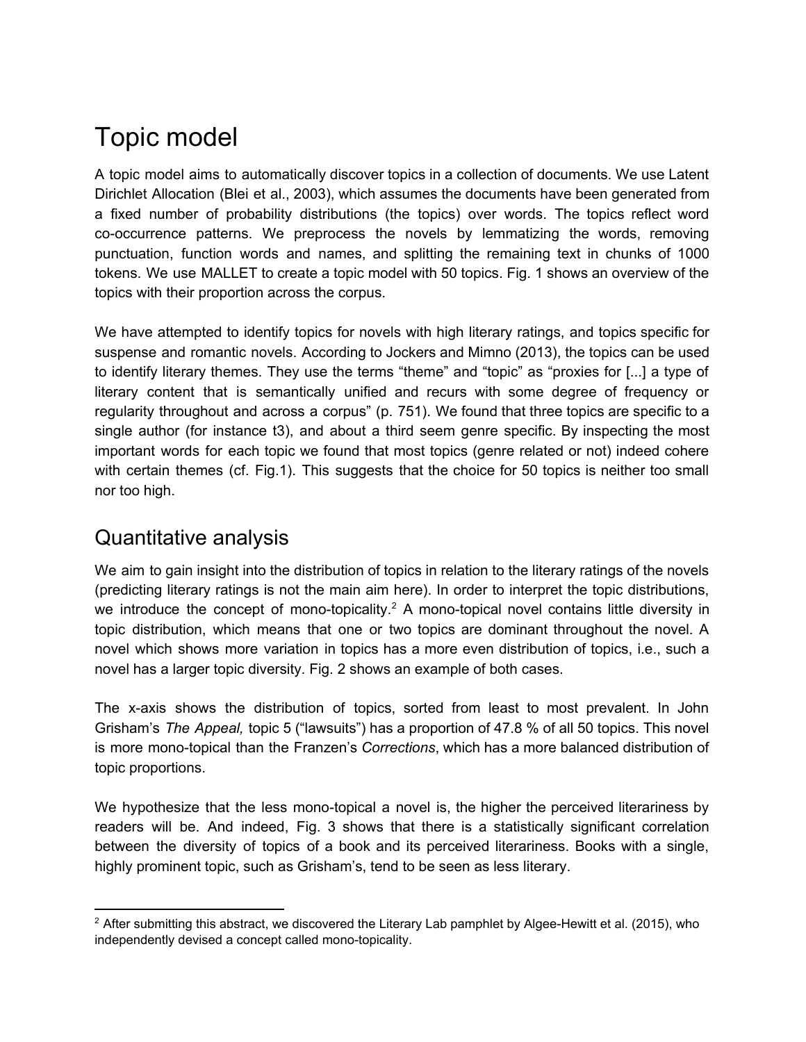# Topic model

A topic model aims to automatically discover topics in a collection of documents. We use Latent Dirichlet Allocation (Blei et al., 2003), which assumes the documents have been generated from a fixed number of probability distributions (the topics) over words. The topics reflect word co-occurrence patterns. We preprocess the novels by lemmatizing the words, removing punctuation, function words and names, and splitting the remaining text in chunks of 1000 tokens. We use MALLET to create a topic model with 50 topics. Fig. 1 shows an overview of the topics with their proportion across the corpus.

We have attempted to identify topics for novels with high literary ratings, and topics specific for suspense and romantic novels. According to Jockers and Mimno (2013), the topics can be used to identify literary themes. They use the terms "theme" and "topic" as "proxies for [...] a type of literary content that is semantically unified and recurs with some degree of frequency or regularity throughout and across a corpus" (p. 751). We found that three topics are specific to a single author (for instance t3), and about a third seem genre specific. By inspecting the most important words for each topic we found that most topics (genre related or not) indeed cohere with certain themes (cf. Fig.1). This suggests that the choice for 50 topics is neither too small nor too high.

## Quantitative analysis

We aim to gain insight into the distribution of topics in relation to the literary ratings of the novels (predicting literary ratings is not the main aim here). In order to interpret the topic distributions, we introduce the concept of mono-topicality.[2] A mono-topical novel contains little diversity in topic distribution, which means that one or two topics are dominant throughout the novel. A novel which shows more variation in topics has a more even distribution of topics, i.e., such a novel has a larger topic diversity. Fig. 2 shows an example of both cases.

The x-axis shows the distribution of topics, sorted from least to most prevalent. In John Grisham's *The Appeal,* topic 5 ("lawsuits") has a proportion of 47.8 % of all 50 topics. This novel is more mono-topical than the Franzen's *Corrections*, which has a more balanced distribution of topic proportions.

We hypothesize that the less mono-topical a novel is, the higher the perceived literariness by readers will be. And indeed, Fig. 3 shows that there is a statistically significant correlation between the diversity of topics of a book and its perceived literariness. Books with a single, highly prominent topic, such as Grisham's, tend to be seen as less literary.

[2] After submitting this abstract, we discovered the Literary Lab pamphlet by Algee-Hewitt et al. (2015), who independently devised a concept called mono-topicality.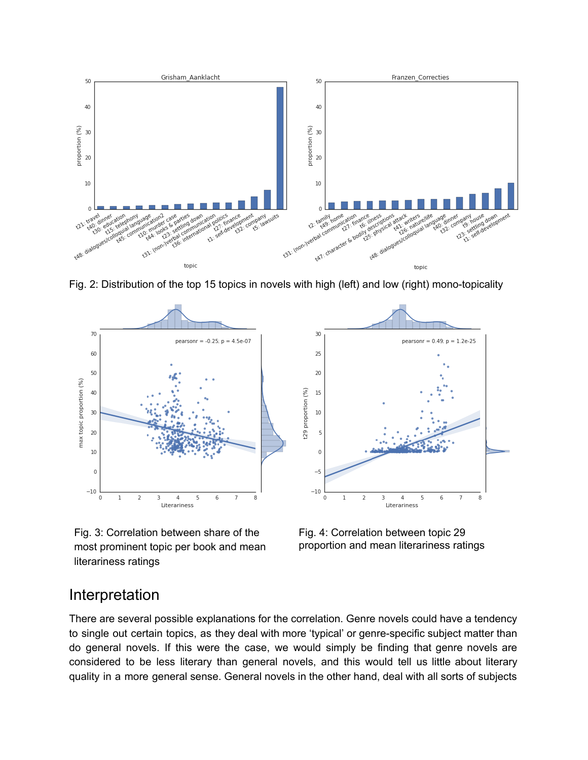Fig. 2: Distribution of the top 15 topics in novels with high (left) and low (right) mono-topicality

Fig. 3: Correlation between share of the most prominent topic per book and mean literariness ratings

Fig. 4: Correlation between topic 29 proportion and mean literariness ratings

## Interpretation

There are several possible explanations for the correlation. Genre novels could have a tendency to single out certain topics, as they deal with more 'typical' or genre-specific subject matter than do general novels. If this were the case, we would simply be finding that genre novels are considered to be less literary than general novels, and this would tell us little about literary quality in a more general sense. General novels in the other hand, deal with all sorts of subjects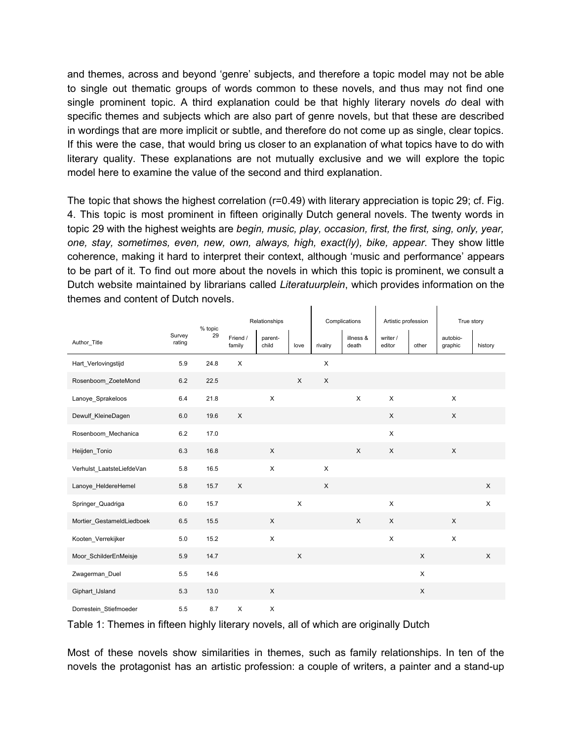and themes, across and beyond 'genre' subjects, and therefore a topic model may not be able to single out thematic groups of words common to these novels, and thus may not find one single prominent topic. A third explanation could be that highly literary novels *do* deal with specific themes and subjects which are also part of genre novels, but that these are described in wordings that are more implicit or subtle, and therefore do not come up as single, clear topics. If this were the case, that would bring us closer to an explanation of what topics have to do with literary quality. These explanations are not mutually exclusive and we will explore the topic model here to examine the value of the second and third explanation.

The topic that shows the highest correlation (r=0.49) with literary appreciation is topic 29; cf. Fig. 4. This topic is most prominent in fifteen originally Dutch general novels. The twenty words in topic 29 with the highest weights are *begin, music, play, occasion, first, the first, sing, only, year, one, stay, sometimes, even, new, own, always, high, exact(ly), bike, appear*. They show little coherence, making it hard to interpret their context, although 'music and performance' appears to be part of it. To find out more about the novels in which this topic is prominent, we consult a Dutch website maintained by librarians called *Literatuurplein*, which provides information on the themes and content of Dutch novels.

| | | | Relationships | | | Complications | | Artistic profession | | True story | |
|---|---|---|---|---|---|---|---|---|---|---|---|
| Author_Title | Survey rating | % topic 29 | Friend / family | parent-child | love | rivalry | illness & death | writer / editor | other | autobio-graphic | history |
| Hart_Verlovingstijd | 5.9 | 24.8 | X | | | X | | | | | |
| Rosenboom_ZoeteMond | 6.2 | 22.5 | | | X | X | | | | | |
| Lanoye_Sprakeloos | 6.4 | 21.8 | | X | | | X | X | | X | |
| Dewulf_KleineDagen | 6.0 | 19.6 | X | | | | | X | | X | |
| Rosenboom_Mechanica | 6.2 | 17.0 | | | | | | X | | | |
| Heijden_Tonio | 6.3 | 16.8 | | X | | | X | X | | X | |
| Verhulst_LaatsteLiefdeVan | 5.8 | 16.5 | | X | | X | | | | | |
| Lanoye_HeldereHemel | 5.8 | 15.7 | X | | | X | | | | | X |
| Springer_Quadriga | 6.0 | 15.7 | | | X | | | X | | | X |
| Mortier_GestameldLiedboek | 6.5 | 15.5 | | X | | | X | X | | X | |
| Kooten_Verrekijker | 5.0 | 15.2 | | X | | | | X | | X | |
| Moor_SchilderEnMeisje | 5.9 | 14.7 | | | X | | | | X | | X |
| Zwagerman_Duel | 5.5 | 14.6 | | | | | | | X | | |
| Giphart_IJsland | 5.3 | 13.0 | | X | | | | | X | | |
| Dorrestein_Stiefmoeder | 5.5 | 8.7 | X | X | | | | | | | |

Table 1: Themes in fifteen highly literary novels, all of which are originally Dutch

Most of these novels show similarities in themes, such as family relationships. In ten of the novels the protagonist has an artistic profession: a couple of writers, a painter and a stand-up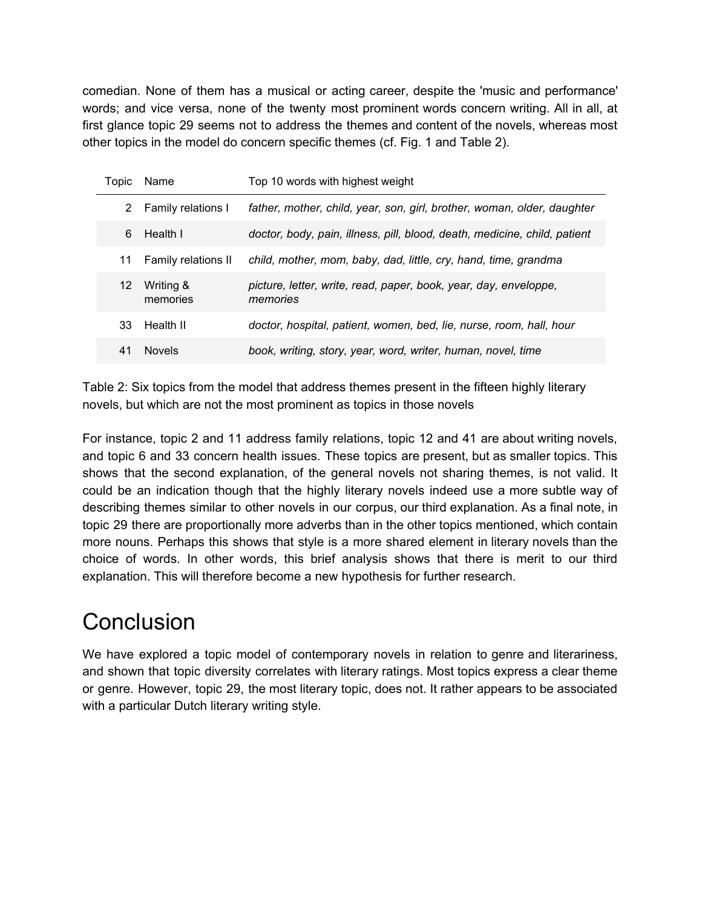comedian. None of them has a musical or acting career, despite the 'music and performance' words; and vice versa, none of the twenty most prominent words concern writing. All in all, at first glance topic 29 seems not to address the themes and content of the novels, whereas most other topics in the model do concern specific themes (cf. Fig. 1 and Table 2).

| Topic | Name | Top 10 words with highest weight |
|---:|---|---|
| 2 | Family relations I | *father, mother, child, year, son, girl, brother, woman, older, daughter* |
| 6 | Health I | *doctor, body, pain, illness, pill, blood, death, medicine, child, patient* |
| 11 | Family relations II | *child, mother, mom, baby, dad, little, cry, hand, time, grandma* |
| 12 | Writing & memories | *picture, letter, write, read, paper, book, year, day, enveloppe, memories* |
| 33 | Health II | *doctor, hospital, patient, women, bed, lie, nurse, room, hall, hour* |
| 41 | Novels | *book, writing, story, year, word, writer, human, novel, time* |

Table 2: Six topics from the model that address themes present in the fifteen highly literary novels, but which are not the most prominent as topics in those novels

For instance, topic 2 and 11 address family relations, topic 12 and 41 are about writing novels, and topic 6 and 33 concern health issues. These topics are present, but as smaller topics. This shows that the second explanation, of the general novels not sharing themes, is not valid. It could be an indication though that the highly literary novels indeed use a more subtle way of describing themes similar to other novels in our corpus, our third explanation. As a final note, in topic 29 there are proportionally more adverbs than in the other topics mentioned, which contain more nouns. Perhaps this shows that style is a more shared element in literary novels than the choice of words. In other words, this brief analysis shows that there is merit to our third explanation. This will therefore become a new hypothesis for further research.

# Conclusion

We have explored a topic model of contemporary novels in relation to genre and literariness, and shown that topic diversity correlates with literary ratings. Most topics express a clear theme or genre. However, topic 29, the most literary topic, does not. It rather appears to be associated with a particular Dutch literary writing style.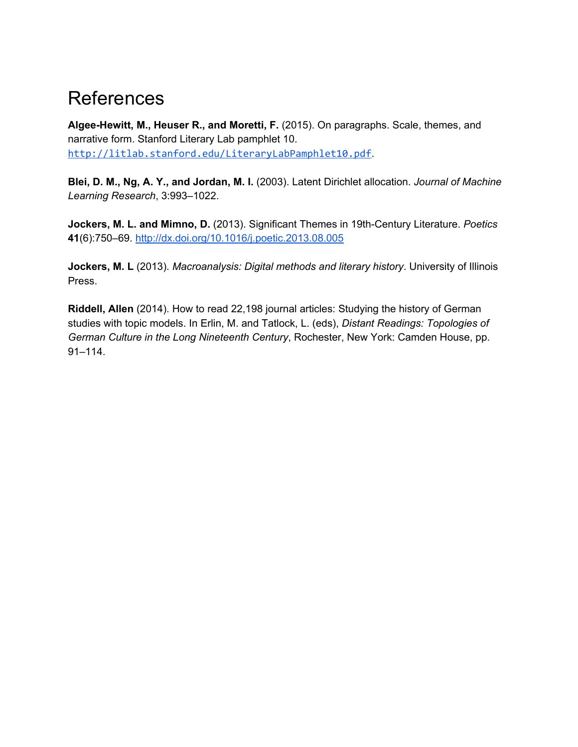# References

**Algee-Hewitt, M., Heuser R., and Moretti, F.** (2015). On paragraphs. Scale, themes, and narrative form. Stanford Literary Lab pamphlet 10. http://litlab.stanford.edu/LiteraryLabPamphlet10.pdf.

**Blei, D. M., Ng, A. Y., and Jordan, M. I.** (2003). Latent Dirichlet allocation. *Journal of Machine Learning Research*, 3:993–1022.

**Jockers, M. L. and Mimno, D.** (2013). Significant Themes in 19th-Century Literature. *Poetics* **41**(6):750–69. http://dx.doi.org/10.1016/j.poetic.2013.08.005

**Jockers, M. L** (2013). *Macroanalysis: Digital methods and literary history*. University of Illinois Press.

**Riddell, Allen** (2014). How to read 22,198 journal articles: Studying the history of German studies with topic models. In Erlin, M. and Tatlock, L. (eds), *Distant Readings: Topologies of German Culture in the Long Nineteenth Century*, Rochester, New York: Camden House, pp. 91–114.